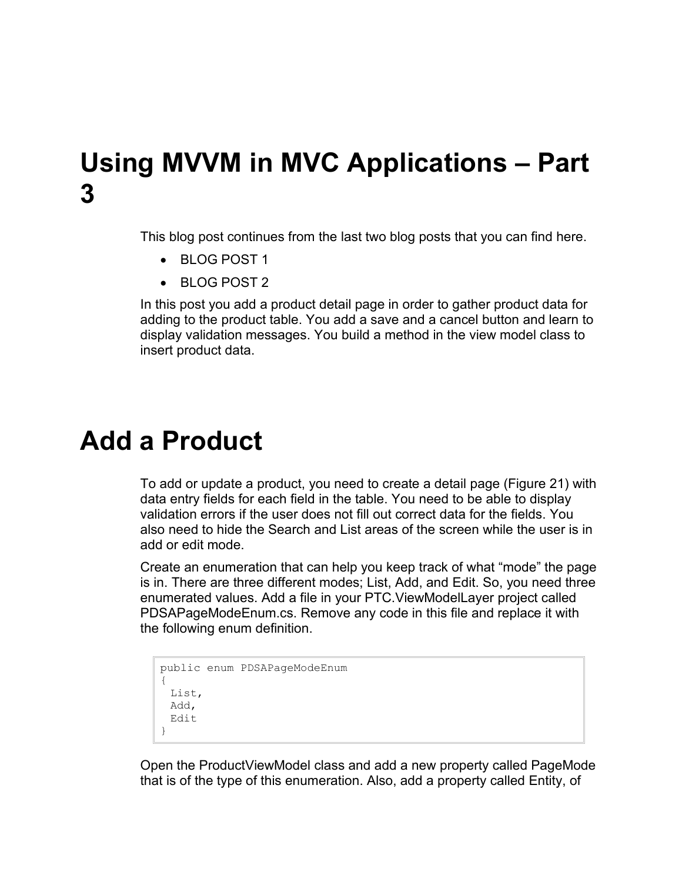# Using MVVM in MVC Applications – Part 3

This blog post continues from the last two blog posts that you can find here.

- BLOG POST 1
- BLOG POST 2

In this post you add a product detail page in order to gather product data for adding to the product table. You add a save and a cancel button and learn to display validation messages. You build a method in the view model class to insert product data.

# Add a Product

To add or update a product, you need to create a detail page (Figure 21) with data entry fields for each field in the table. You need to be able to display validation errors if the user does not fill out correct data for the fields. You also need to hide the Search and List areas of the screen while the user is in add or edit mode.

Create an enumeration that can help you keep track of what "mode" the page is in. There are three different modes; List, Add, and Edit. So, you need three enumerated values. Add a file in your PTC.ViewModelLayer project called PDSAPageModeEnum.cs. Remove any code in this file and replace it with the following enum definition.

```
public enum PDSAPageModeEnum
{
  List,
  Add,
  Edit
}
```

Open the ProductViewModel class and add a new property called PageMode that is of the type of this enumeration. Also, add a property called Entity, of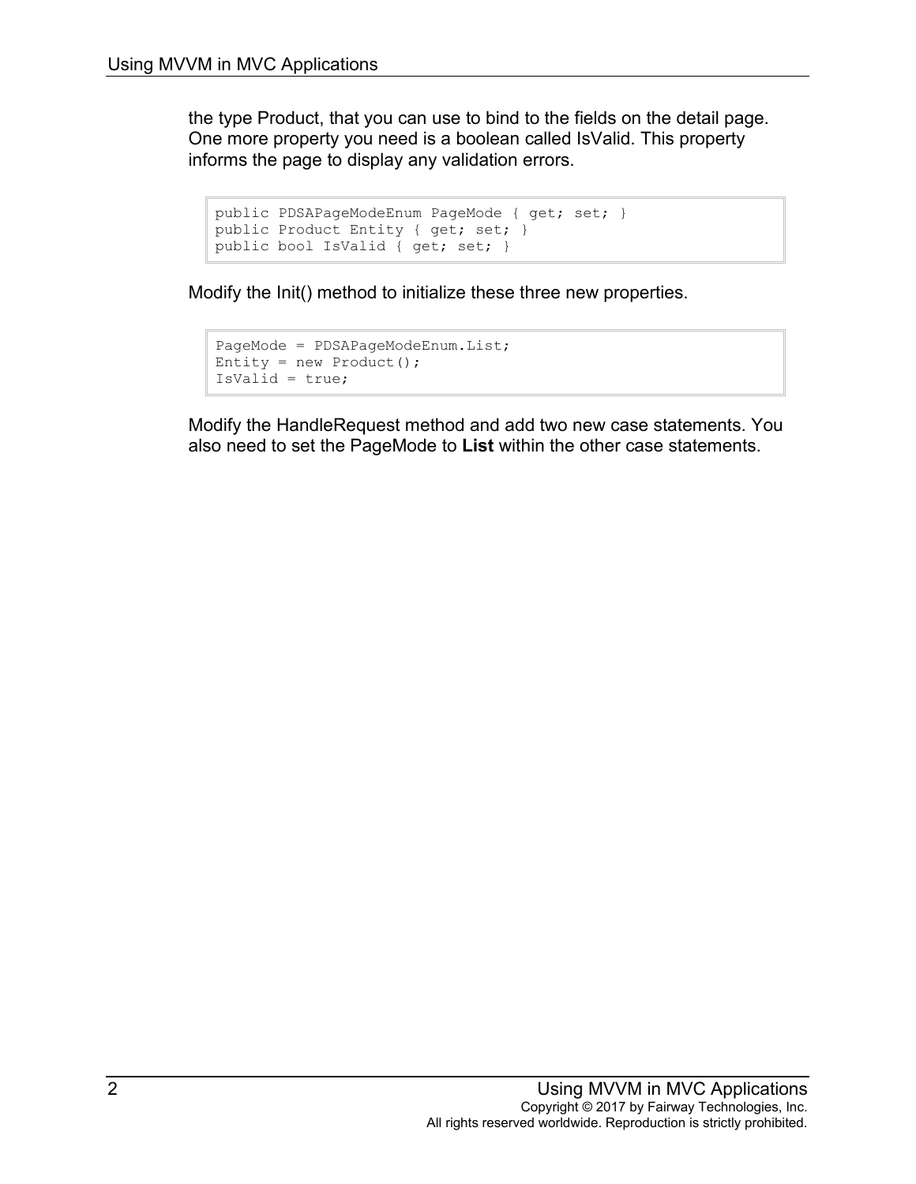the type Product, that you can use to bind to the fields on the detail page. One more property you need is a boolean called IsValid. This property informs the page to display any validation errors.

```
public PDSAPageModeEnum PageMode { get; set; }
public Product Entity { get; set; }
public bool IsValid { get; set; }
```

Modify the Init() method to initialize these three new properties.

```
PageMode = PDSAPageModeEnum.List;
Entity = new Product();
IsValid = true;
```

Modify the HandleRequest method and add two new case statements. You also need to set the PageMode to **List** within the other case statements.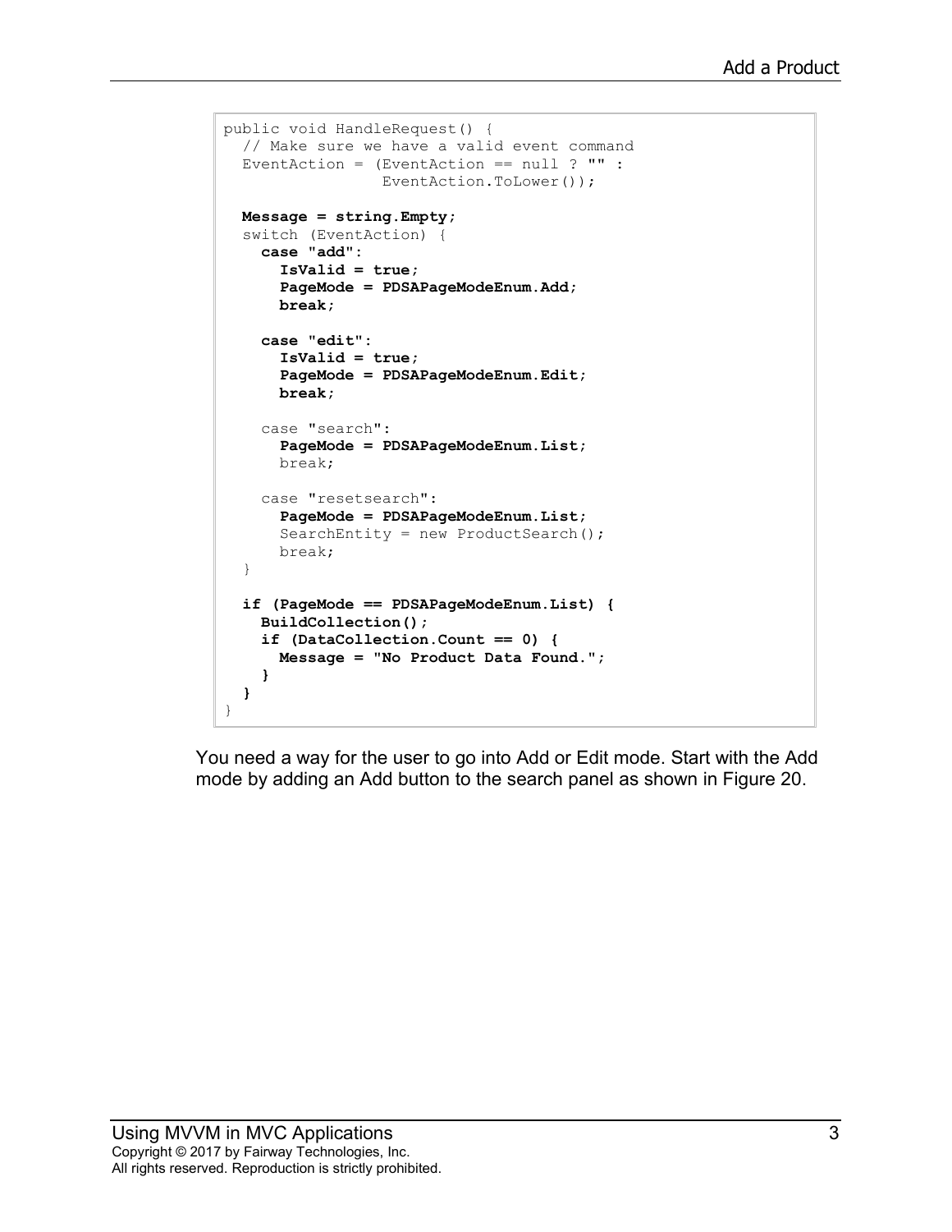```
public void HandleRequest() {
  // Make sure we have a valid event command
  EventAction = (EventAction == null ? "" :
                 EventAction.ToLower());

  Message = string.Empty;
  switch (EventAction) {
    case "add":
      IsValid = true;
      PageMode = PDSAPageModeEnum.Add;
      break;

    case "edit":
      IsValid = true;
      PageMode = PDSAPageModeEnum.Edit;
      break;

    case "search":
      PageMode = PDSAPageModeEnum.List;
      break;

    case "resetsearch":
      PageMode = PDSAPageModeEnum.List;
      SearchEntity = new ProductSearch();
      break;
  }

  if (PageMode == PDSAPageModeEnum.List) {
    BuildCollection();
    if (DataCollection.Count == 0) {
      Message = "No Product Data Found.";
    }
  }
}
```

You need a way for the user to go into Add or Edit mode. Start with the Add mode by adding an Add button to the search panel as shown in Figure 20.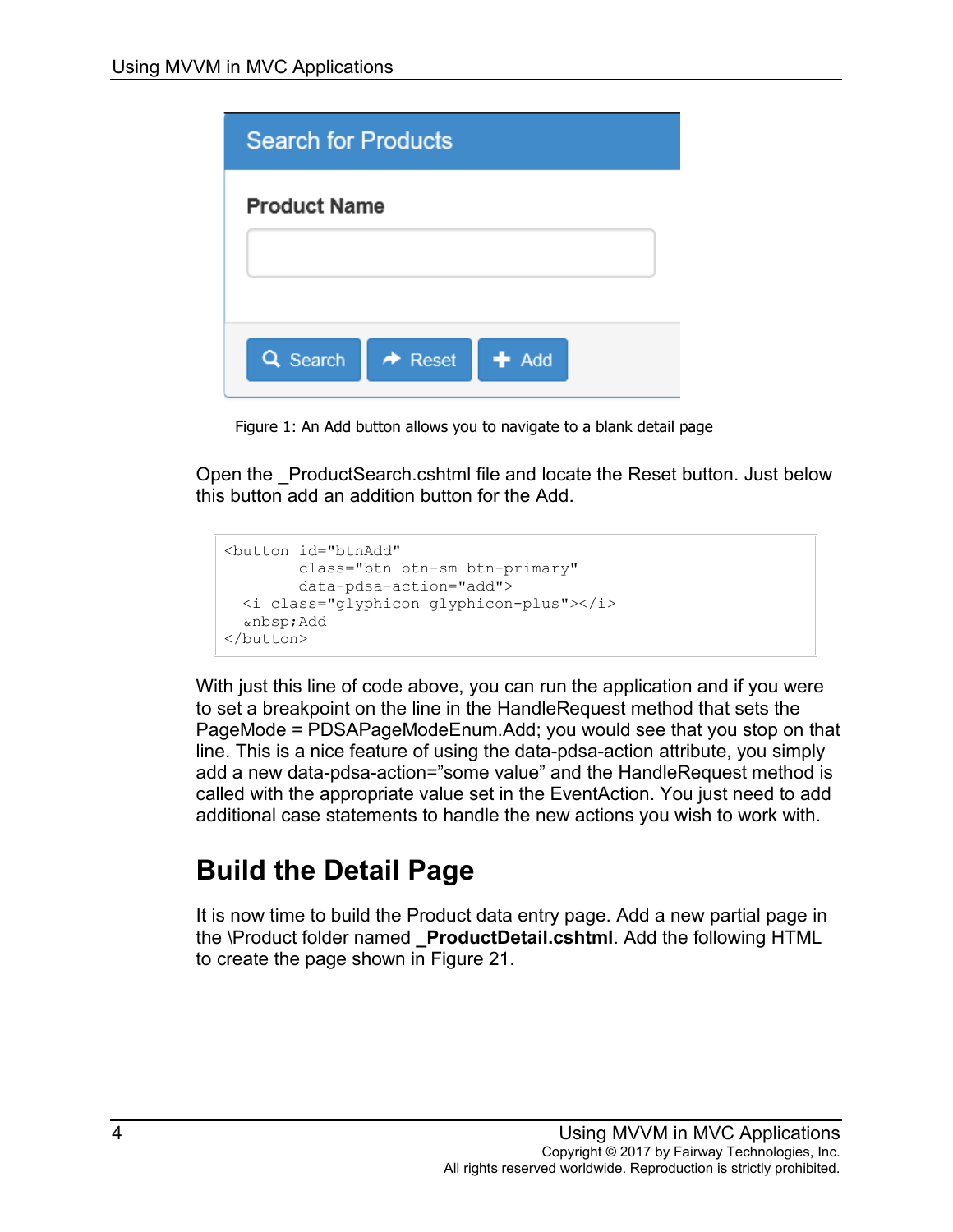Figure 1: An Add button allows you to navigate to a blank detail page

Open the _ProductSearch.cshtml file and locate the Reset button. Just below this button add an addition button for the Add.

```
<button id="btnAdd"
        class="btn btn-sm btn-primary"
        data-pdsa-action="add">
  <i class="glyphicon glyphicon-plus"></i>
  &nbsp;Add
</button>
```

With just this line of code above, you can run the application and if you were to set a breakpoint on the line in the HandleRequest method that sets the PageMode = PDSAPageModeEnum.Add; you would see that you stop on that line. This is a nice feature of using the data-pdsa-action attribute, you simply add a new data-pdsa-action="some value" and the HandleRequest method is called with the appropriate value set in the EventAction. You just need to add additional case statements to handle the new actions you wish to work with.

# Build the Detail Page

It is now time to build the Product data entry page. Add a new partial page in the \Product folder named **_ProductDetail.cshtml**. Add the following HTML to create the page shown in Figure 21.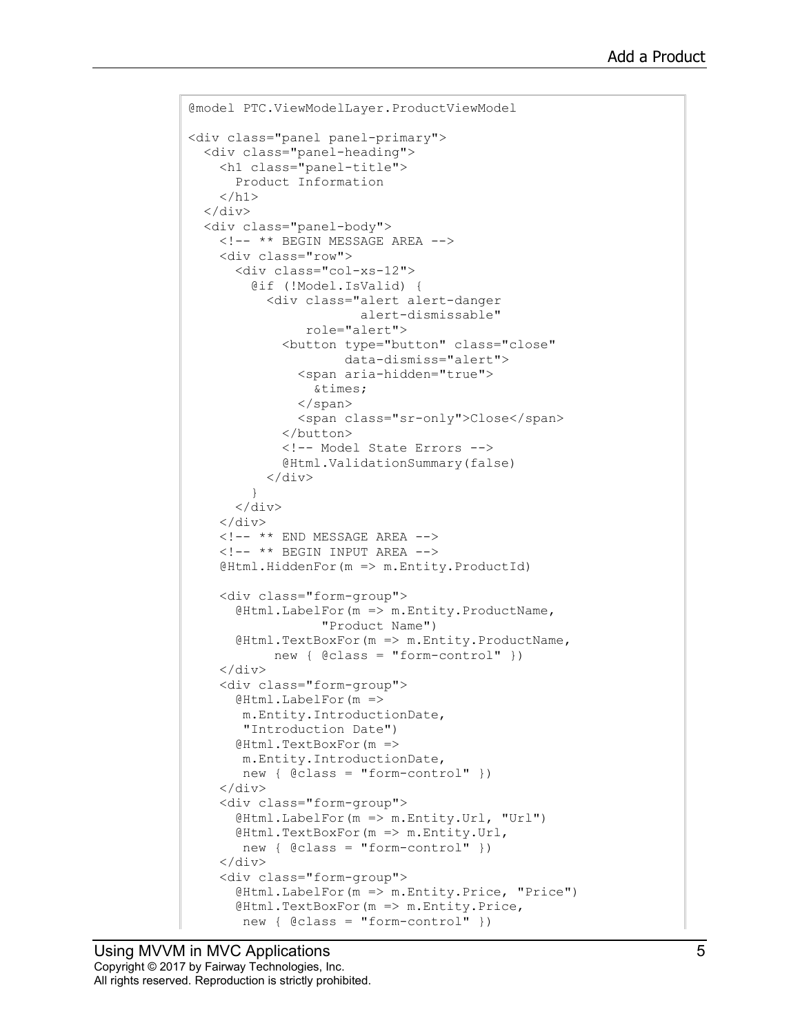```
@model PTC.ViewModelLayer.ProductViewModel

<div class="panel panel-primary">
  <div class="panel-heading">
    <h1 class="panel-title">
      Product Information
    </h1>
  </div>
  <div class="panel-body">
    <!-- ** BEGIN MESSAGE AREA -->
    <div class="row">
      <div class="col-xs-12">
        @if (!Model.IsValid) {
          <div class="alert alert-danger
                      alert-dismissable"
               role="alert">
            <button type="button" class="close"
                    data-dismiss="alert">
              <span aria-hidden="true">
                &times;
              </span>
              <span class="sr-only">Close</span>
            </button>
            <!-- Model State Errors -->
            @Html.ValidationSummary(false)
          </div>
        }
      </div>
    </div>
    <!-- ** END MESSAGE AREA -->
    <!-- ** BEGIN INPUT AREA -->
    @Html.HiddenFor(m => m.Entity.ProductId)

    <div class="form-group">
      @Html.LabelFor(m => m.Entity.ProductName,
               "Product Name")
      @Html.TextBoxFor(m => m.Entity.ProductName,
           new { @class = "form-control" })
    </div>
    <div class="form-group">
      @Html.LabelFor(m =>
       m.Entity.IntroductionDate,
       "Introduction Date")
      @Html.TextBoxFor(m =>
       m.Entity.IntroductionDate,
       new { @class = "form-control" })
    </div>
    <div class="form-group">
      @Html.LabelFor(m => m.Entity.Url, "Url")
      @Html.TextBoxFor(m => m.Entity.Url,
       new { @class = "form-control" })
    </div>
    <div class="form-group">
      @Html.LabelFor(m => m.Entity.Price, "Price")
      @Html.TextBoxFor(m => m.Entity.Price,
       new { @class = "form-control" })
```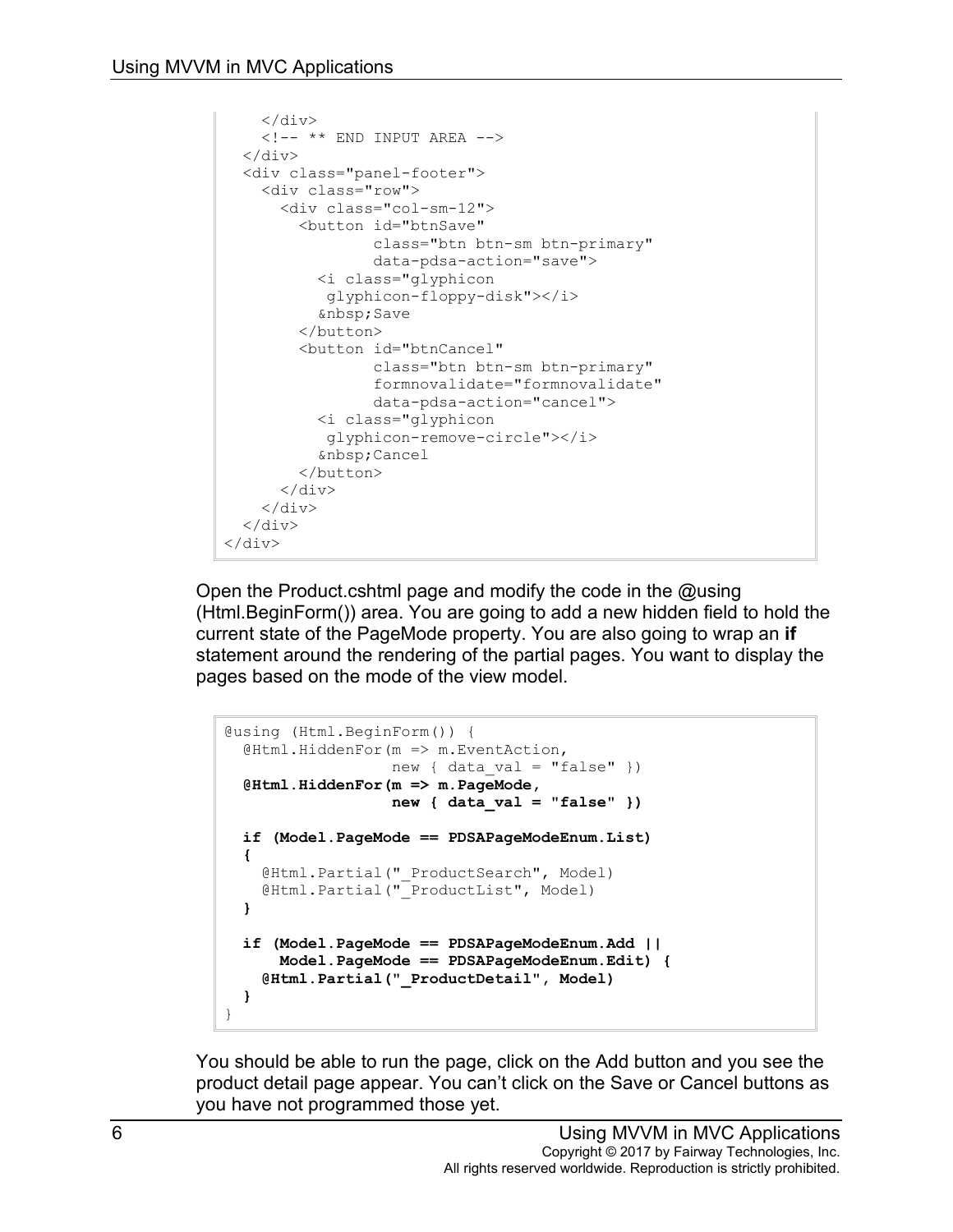```
    </div>
    <!-- ** END INPUT AREA -->
  </div>
  <div class="panel-footer">
    <div class="row">
      <div class="col-sm-12">
        <button id="btnSave"
                class="btn btn-sm btn-primary"
                data-pdsa-action="save">
          <i class="glyphicon
           glyphicon-floppy-disk"></i>
          &nbsp;Save
        </button>
        <button id="btnCancel"
                class="btn btn-sm btn-primary"
                formnovalidate="formnovalidate"
                data-pdsa-action="cancel">
          <i class="glyphicon
           glyphicon-remove-circle"></i>
          &nbsp;Cancel
        </button>
      </div>
    </div>
  </div>
</div>
```

Open the Product.cshtml page and modify the code in the @using (Html.BeginForm()) area. You are going to add a new hidden field to hold the current state of the PageMode property. You are also going to wrap an **if** statement around the rendering of the partial pages. You want to display the pages based on the mode of the view model.

```
@using (Html.BeginForm()) {
  @Html.HiddenFor(m => m.EventAction,
                  new { data_val = "false" })
  @Html.HiddenFor(m => m.PageMode,
                  new { data_val = "false" })

  if (Model.PageMode == PDSAPageModeEnum.List)
  {
    @Html.Partial("_ProductSearch", Model)
    @Html.Partial("_ProductList", Model)
  }

  if (Model.PageMode == PDSAPageModeEnum.Add ||
      Model.PageMode == PDSAPageModeEnum.Edit) {
    @Html.Partial("_ProductDetail", Model)
  }
}
```

You should be able to run the page, click on the Add button and you see the product detail page appear. You can't click on the Save or Cancel buttons as you have not programmed those yet.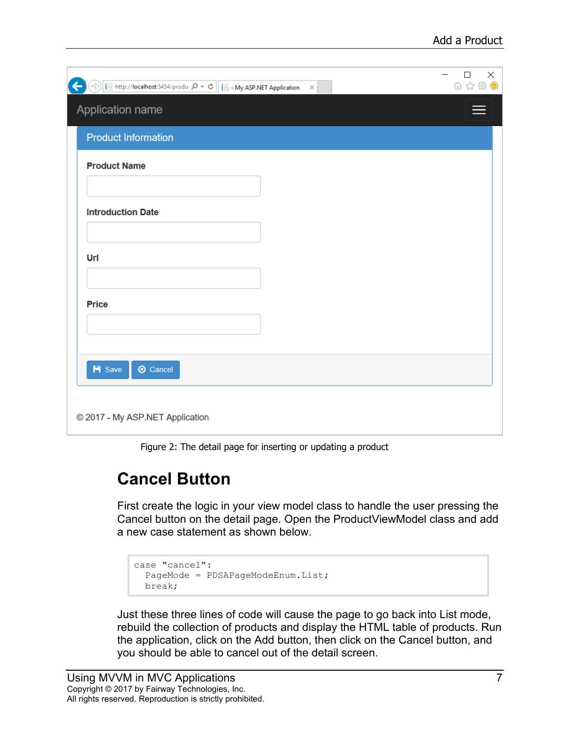Figure 2: The detail page for inserting or updating a product

## Cancel Button

First create the logic in your view model class to handle the user pressing the Cancel button on the detail page. Open the ProductViewModel class and add a new case statement as shown below.

```
case "cancel":
  PageMode = PDSAPageModeEnum.List;
  break;
```

Just these three lines of code will cause the page to go back into List mode, rebuild the collection of products and display the HTML table of products. Run the application, click on the Add button, then click on the Cancel button, and you should be able to cancel out of the detail screen.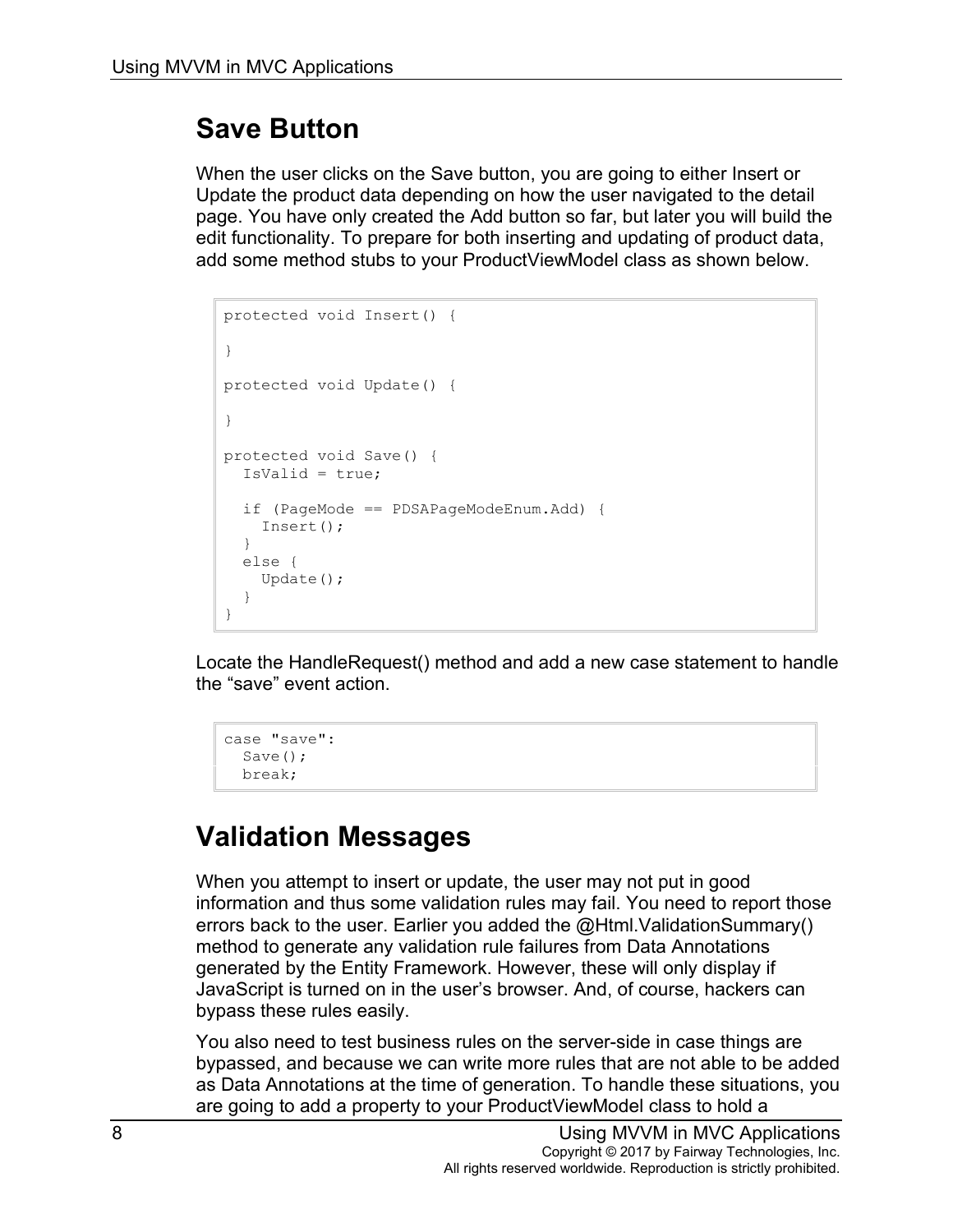## Save Button

When the user clicks on the Save button, you are going to either Insert or Update the product data depending on how the user navigated to the detail page. You have only created the Add button so far, but later you will build the edit functionality. To prepare for both inserting and updating of product data, add some method stubs to your ProductViewModel class as shown below.

```
protected void Insert() {

}

protected void Update() {

}

protected void Save() {
  IsValid = true;

  if (PageMode == PDSAPageModeEnum.Add) {
    Insert();
  }
  else {
    Update();
  }
}
```

Locate the HandleRequest() method and add a new case statement to handle the “save” event action.

```
case "save":
  Save();
  break;
```

## Validation Messages

When you attempt to insert or update, the user may not put in good information and thus some validation rules may fail. You need to report those errors back to the user. Earlier you added the @Html.ValidationSummary() method to generate any validation rule failures from Data Annotations generated by the Entity Framework. However, these will only display if JavaScript is turned on in the user’s browser. And, of course, hackers can bypass these rules easily.

You also need to test business rules on the server-side in case things are bypassed, and because we can write more rules that are not able to be added as Data Annotations at the time of generation. To handle these situations, you are going to add a property to your ProductViewModel class to hold a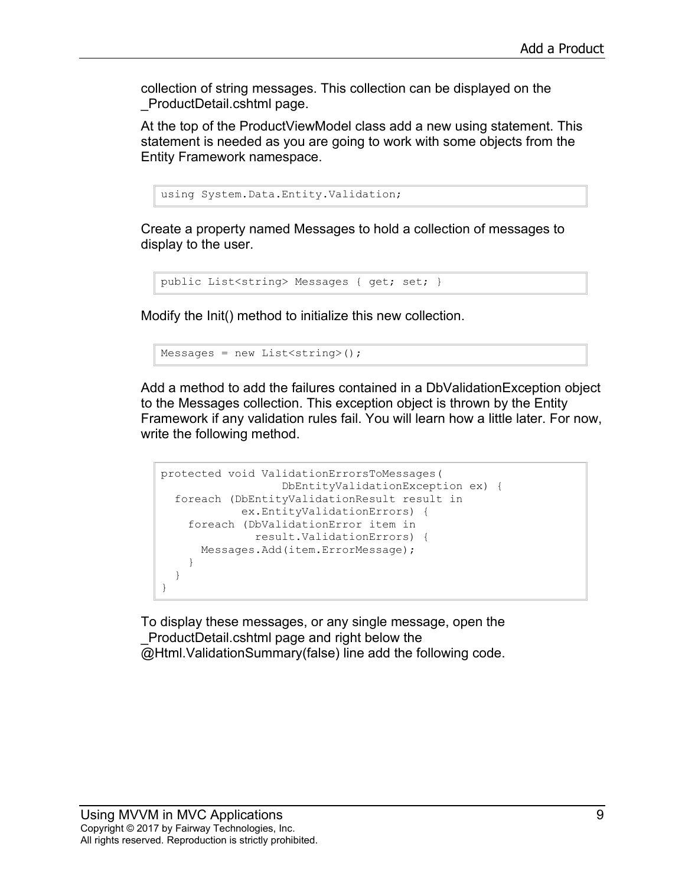collection of string messages. This collection can be displayed on the _ProductDetail.cshtml page.

At the top of the ProductViewModel class add a new using statement. This statement is needed as you are going to work with some objects from the Entity Framework namespace.

```
using System.Data.Entity.Validation;
```

Create a property named Messages to hold a collection of messages to display to the user.

```
public List<string> Messages { get; set; }
```

Modify the Init() method to initialize this new collection.

```
Messages = new List<string>();
```

Add a method to add the failures contained in a DbValidationException object to the Messages collection. This exception object is thrown by the Entity Framework if any validation rules fail. You will learn how a little later. For now, write the following method.

```
protected void ValidationErrorsToMessages(
                  DbEntityValidationException ex) {
  foreach (DbEntityValidationResult result in
           ex.EntityValidationErrors) {
    foreach (DbValidationError item in
             result.ValidationErrors) {
      Messages.Add(item.ErrorMessage);
    }
  }
}
```

To display these messages, or any single message, open the _ProductDetail.cshtml page and right below the @Html.ValidationSummary(false) line add the following code.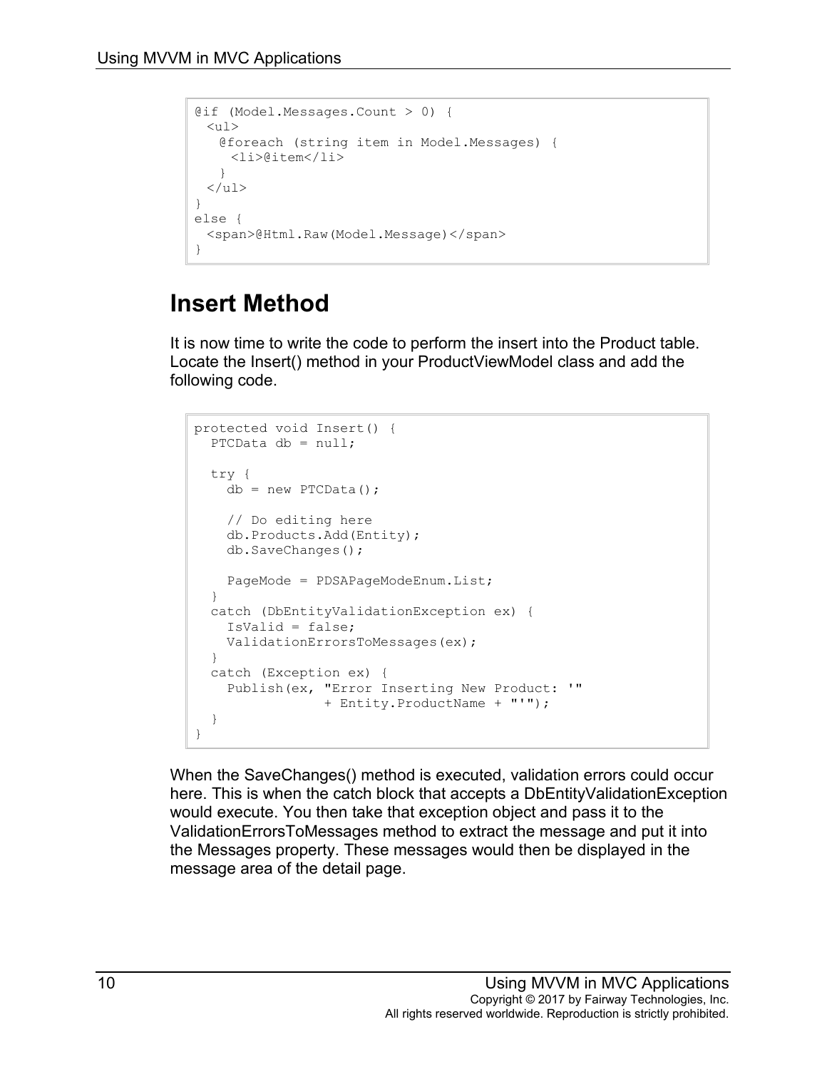```
@if (Model.Messages.Count > 0) {
  <ul>
    @foreach (string item in Model.Messages) {
      <li>@item</li>
    }
  </ul>
}
else {
  <span>@Html.Raw(Model.Message)</span>
}
```

## Insert Method

It is now time to write the code to perform the insert into the Product table. Locate the Insert() method in your ProductViewModel class and add the following code.

```
protected void Insert() {
  PTCData db = null;

  try {
    db = new PTCData();

    // Do editing here
    db.Products.Add(Entity);
    db.SaveChanges();

    PageMode = PDSAPageModeEnum.List;
  }
  catch (DbEntityValidationException ex) {
    IsValid = false;
    ValidationErrorsToMessages(ex);
  }
  catch (Exception ex) {
    Publish(ex, "Error Inserting New Product: '"
                + Entity.ProductName + "'");
  }
}
```

When the SaveChanges() method is executed, validation errors could occur here. This is when the catch block that accepts a DbEntityValidationException would execute. You then take that exception object and pass it to the ValidationErrorsToMessages method to extract the message and put it into the Messages property. These messages would then be displayed in the message area of the detail page.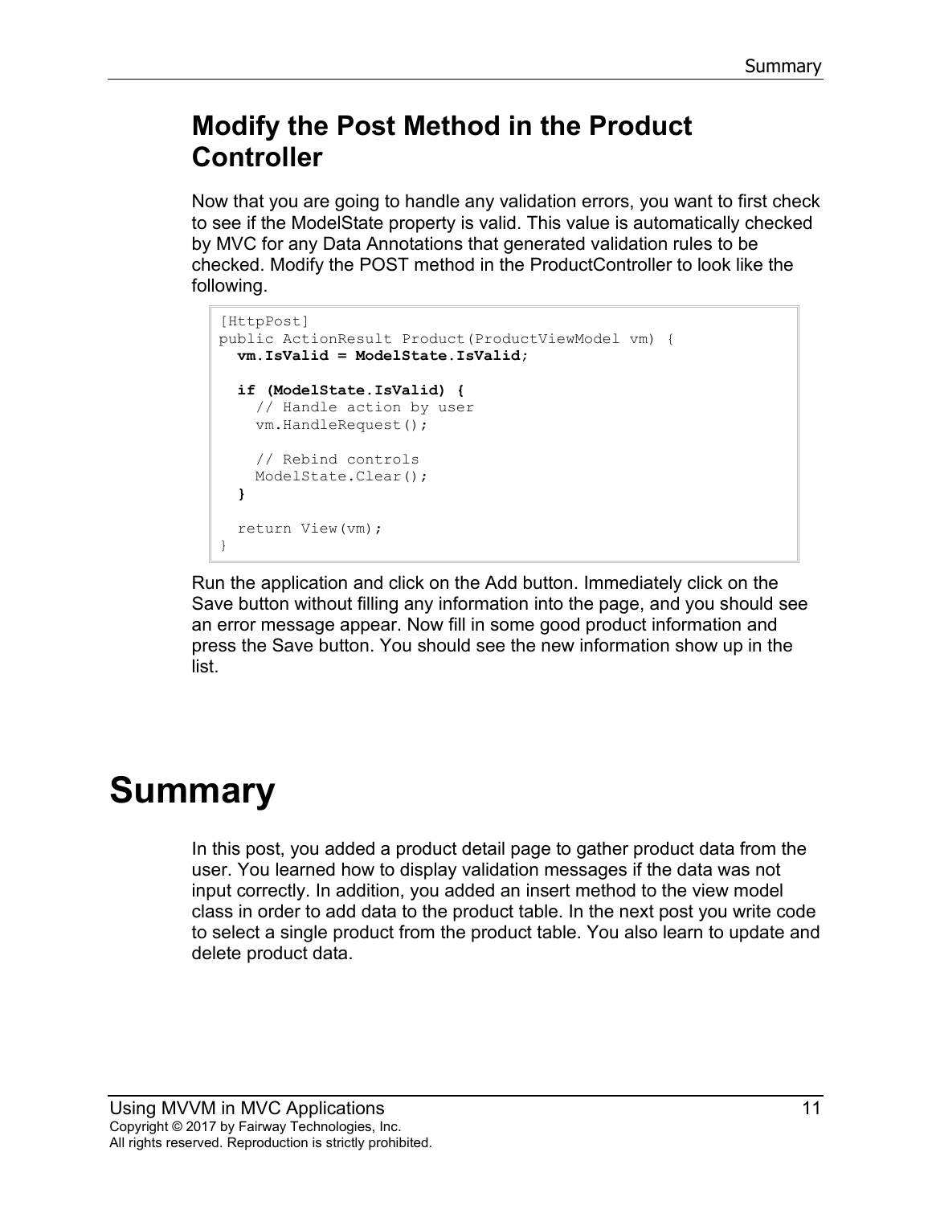## Modify the Post Method in the Product Controller

Now that you are going to handle any validation errors, you want to first check to see if the ModelState property is valid. This value is automatically checked by MVC for any Data Annotations that generated validation rules to be checked. Modify the POST method in the ProductController to look like the following.

```
[HttpPost]
public ActionResult Product(ProductViewModel vm) {
  vm.IsValid = ModelState.IsValid;

  if (ModelState.IsValid) {
    // Handle action by user
    vm.HandleRequest();

    // Rebind controls
    ModelState.Clear();
  }

  return View(vm);
}
```

Run the application and click on the Add button. Immediately click on the Save button without filling any information into the page, and you should see an error message appear. Now fill in some good product information and press the Save button. You should see the new information show up in the list.

# Summary

In this post, you added a product detail page to gather product data from the user. You learned how to display validation messages if the data was not input correctly. In addition, you added an insert method to the view model class in order to add data to the product table. In the next post you write code to select a single product from the product table. You also learn to update and delete product data.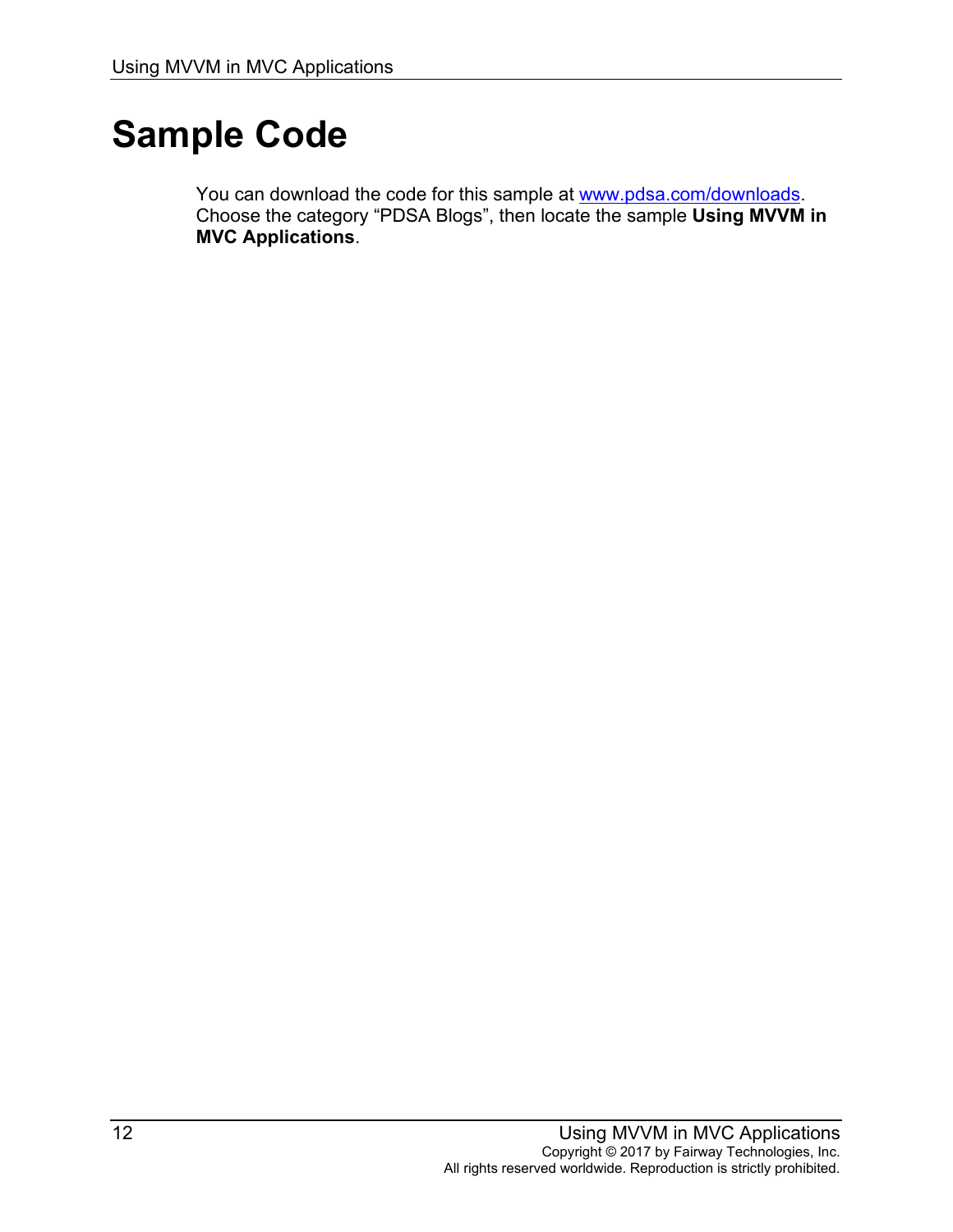# Sample Code

You can download the code for this sample at [www.pdsa.com/downloads](http://www.pdsa.com/downloads). Choose the category "PDSA Blogs", then locate the sample **Using MVVM in MVC Applications**.